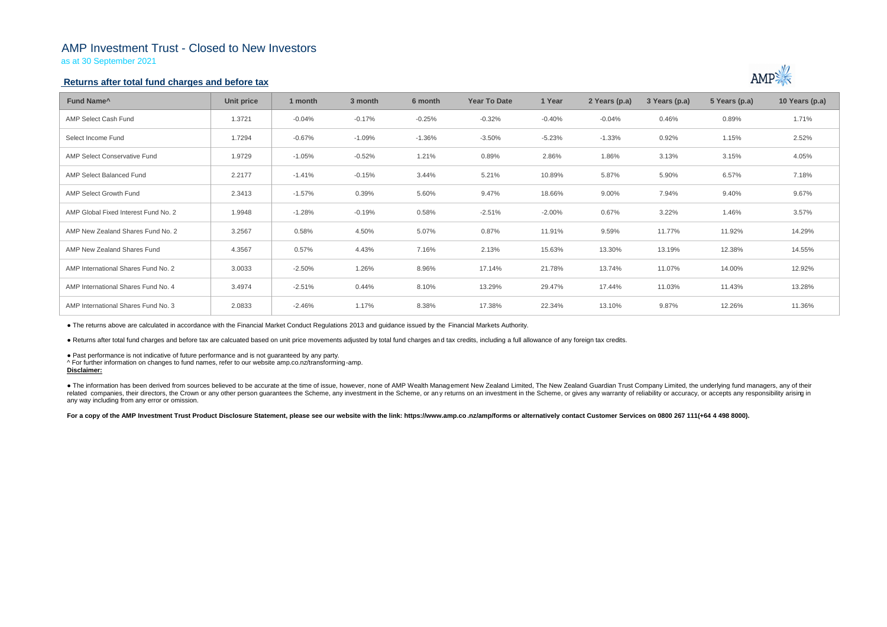# AMP Investment Trust - Closed to New Investors

as at 30 September 2021

## Returns after total fund charges and before tax

| Fund Name^ | Unit price | 1 month | 3 month | 6 month | Year To Date | 1 Year | 2 Years (p.a) | 3 Years (p.a) | 5 Years (p.a) | 10 Years (p.a) |
|---|---|---|---|---|---|---|---|---|---|---|
| AMP Select Cash Fund | 1.3721 | -0.04% | -0.17% | -0.25% | -0.32% | -0.40% | -0.04% | 0.46% | 0.89% | 1.71% |
| Select Income Fund | 1.7294 | -0.67% | -1.09% | -1.36% | -3.50% | -5.23% | -1.33% | 0.92% | 1.15% | 2.52% |
| AMP Select Conservative Fund | 1.9729 | -1.05% | -0.52% | 1.21% | 0.89% | 2.86% | 1.86% | 3.13% | 3.15% | 4.05% |
| AMP Select Balanced Fund | 2.2177 | -1.41% | -0.15% | 3.44% | 5.21% | 10.89% | 5.87% | 5.90% | 6.57% | 7.18% |
| AMP Select Growth Fund | 2.3413 | -1.57% | 0.39% | 5.60% | 9.47% | 18.66% | 9.00% | 7.94% | 9.40% | 9.67% |
| AMP Global Fixed Interest Fund No. 2 | 1.9948 | -1.28% | -0.19% | 0.58% | -2.51% | -2.00% | 0.67% | 3.22% | 1.46% | 3.57% |
| AMP New Zealand Shares Fund No. 2 | 3.2567 | 0.58% | 4.50% | 5.07% | 0.87% | 11.91% | 9.59% | 11.77% | 11.92% | 14.29% |
| AMP New Zealand Shares Fund | 4.3567 | 0.57% | 4.43% | 7.16% | 2.13% | 15.63% | 13.30% | 13.19% | 12.38% | 14.55% |
| AMP International Shares Fund No. 2 | 3.0033 | -2.50% | 1.26% | 8.96% | 17.14% | 21.78% | 13.74% | 11.07% | 14.00% | 12.92% |
| AMP International Shares Fund No. 4 | 3.4974 | -2.51% | 0.44% | 8.10% | 13.29% | 29.47% | 17.44% | 11.03% | 11.43% | 13.28% |
| AMP International Shares Fund No. 3 | 2.0833 | -2.46% | 1.17% | 8.38% | 17.38% | 22.34% | 13.10% | 9.87% | 12.26% | 11.36% |

● The returns above are calculated in accordance with the Financial Market Conduct Regulations 2013 and guidance issued by the Financial Markets Authority.

● Returns after total fund charges and before tax are calcuated based on unit price movements adjusted by total fund charges and tax credits, including a full allowance of any foreign tax credits.

● Past performance is not indicative of future performance and is not guaranteed by any party.

^ For further information on changes to fund names, refer to our website amp.co.nz/transforming-amp.

**Disclaimer:**

● The information has been derived from sources believed to be accurate at the time of issue, however, none of AMP Wealth Management New Zealand Limited, The New Zealand Guardian Trust Company Limited, the underlying fund managers, any of their related companies, their directors, the Crown or any other person guarantees the Scheme, any investment in the Scheme, or any returns on an investment in the Scheme, or gives any warranty of reliability or accuracy, or accepts any responsibility arising in any way including from any error or omission.

**For a copy of the AMP Investment Trust Product Disclosure Statement, please see our website with the link: https://www.amp.co.nz/amp/forms or alternatively contact Customer Services on 0800 267 111(+64 4 498 8000).**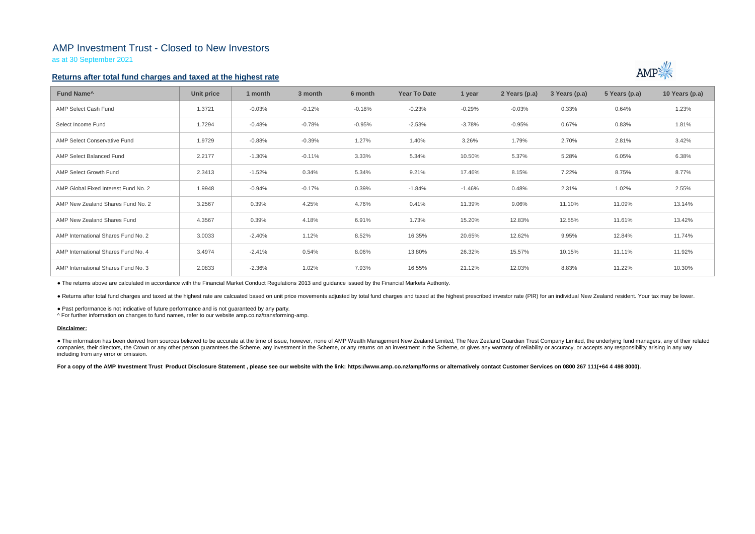# AMP Investment Trust - Closed to New Investors

as at 30 September 2021

## Returns after total fund charges and taxed at the highest rate

| Fund Name^ | Unit price | 1 month | 3 month | 6 month | Year To Date | 1 year | 2 Years (p.a) | 3 Years (p.a) | 5 Years (p.a) | 10 Years (p.a) |
|---|---|---|---|---|---|---|---|---|---|---|
| AMP Select Cash Fund | 1.3721 | -0.03% | -0.12% | -0.18% | -0.23% | -0.29% | -0.03% | 0.33% | 0.64% | 1.23% |
| Select Income Fund | 1.7294 | -0.48% | -0.78% | -0.95% | -2.53% | -3.78% | -0.95% | 0.67% | 0.83% | 1.81% |
| AMP Select Conservative Fund | 1.9729 | -0.88% | -0.39% | 1.27% | 1.40% | 3.26% | 1.79% | 2.70% | 2.81% | 3.42% |
| AMP Select Balanced Fund | 2.2177 | -1.30% | -0.11% | 3.33% | 5.34% | 10.50% | 5.37% | 5.28% | 6.05% | 6.38% |
| AMP Select Growth Fund | 2.3413 | -1.52% | 0.34% | 5.34% | 9.21% | 17.46% | 8.15% | 7.22% | 8.75% | 8.77% |
| AMP Global Fixed Interest Fund No. 2 | 1.9948 | -0.94% | -0.17% | 0.39% | -1.84% | -1.46% | 0.48% | 2.31% | 1.02% | 2.55% |
| AMP New Zealand Shares Fund No. 2 | 3.2567 | 0.39% | 4.25% | 4.76% | 0.41% | 11.39% | 9.06% | 11.10% | 11.09% | 13.14% |
| AMP New Zealand Shares Fund | 4.3567 | 0.39% | 4.18% | 6.91% | 1.73% | 15.20% | 12.83% | 12.55% | 11.61% | 13.42% |
| AMP International Shares Fund No. 2 | 3.0033 | -2.40% | 1.12% | 8.52% | 16.35% | 20.65% | 12.62% | 9.95% | 12.84% | 11.74% |
| AMP International Shares Fund No. 4 | 3.4974 | -2.41% | 0.54% | 8.06% | 13.80% | 26.32% | 15.57% | 10.15% | 11.11% | 11.92% |
| AMP International Shares Fund No. 3 | 2.0833 | -2.36% | 1.02% | 7.93% | 16.55% | 21.12% | 12.03% | 8.83% | 11.22% | 10.30% |

● The returns above are calculated in accordance with the Financial Market Conduct Regulations 2013 and guidance issued by the Financial Markets Authority.

● Returns after total fund charges and taxed at the highest rate are calcuated based on unit price movements adjusted by total fund charges and taxed at the highest prescribed investor rate (PIR) for an individual New Zealand resident. Your tax may be lower.

● Past performance is not indicative of future performance and is not guaranteed by any party.

^ For further information on changes to fund names, refer to our website amp.co.nz/transforming-amp.

**Disclaimer:**

● The information has been derived from sources believed to be accurate at the time of issue, however, none of AMP Wealth Management New Zealand Limited, The New Zealand Guardian Trust Company Limited, the underlying fund managers, any of their related companies, their directors, the Crown or any other person guarantees the Scheme, any investment in the Scheme, or any returns on an investment in the Scheme, or gives any warranty of reliability or accuracy, or accepts any responsibility arising in any way including from any error or omission.

**For a copy of the AMP Investment Trust Product Disclosure Statement , please see our website with the link: https://www.amp.co.nz/amp/forms or alternatively contact Customer Services on 0800 267 111(+64 4 498 8000).**